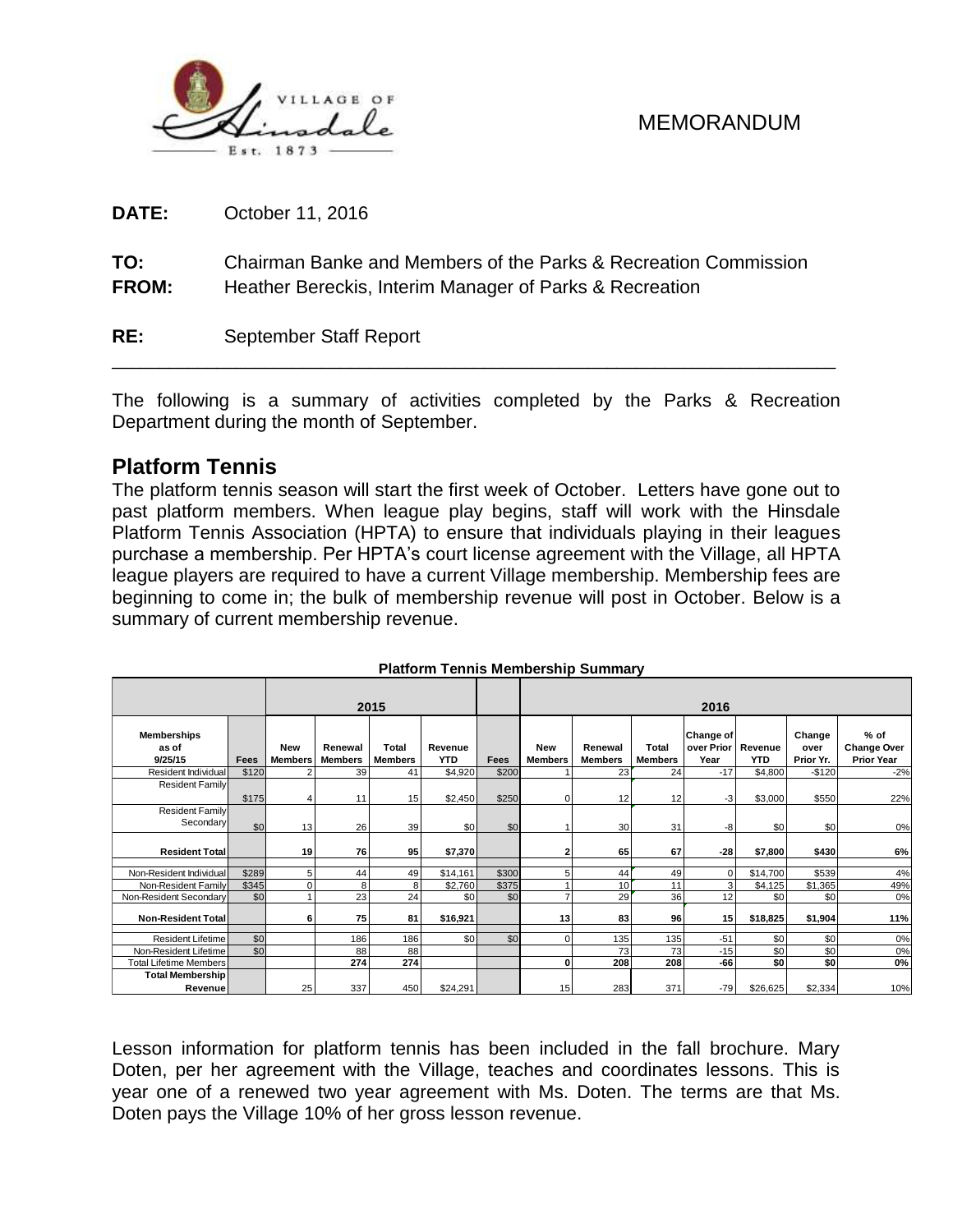MEMORANDUM

**DATE:** October 11, 2016

**TO:** Chairman Banke and Members of the Parks & Recreation Commission
**FROM:** Heather Bereckis, Interim Manager of Parks & Recreation

**RE:** September Staff Report

---

The following is a summary of activities completed by the Parks & Recreation Department during the month of September.

## Platform Tennis

The platform tennis season will start the first week of October. Letters have gone out to past platform members. When league play begins, staff will work with the Hinsdale Platform Tennis Association (HPTA) to ensure that individuals playing in their leagues purchase a membership. Per HPTA's court license agreement with the Village, all HPTA league players are required to have a current Village membership. Membership fees are beginning to come in; the bulk of membership revenue will post in October. Below is a summary of current membership revenue.

**Platform Tennis Membership Summary**

| | | 2015 | | | | | 2016 | | | | | | |
|---|---|---|---|---|---|---|---|---|---|---|---|---|---|
| **Memberships as of 9/25/15** | **Fees** | **New Members** | **Renewal Members** | **Total Members** | **Revenue YTD** | **Fees** | **New Members** | **Renewal Members** | **Total Members** | **Change of over Prior Year** | **Revenue YTD** | **Change over Prior Yr.** | **% of Change Over Prior Year** |
| Resident Individual | $120 | 2 | 39 | 41 | $4,920 | $200 | 1 | 23 | 24 | -17 | $4,800 | -$120 | -2% |
| Resident Family | $175 | 4 | 11 | 15 | $2,450 | $250 | 0 | 12 | 12 | -3 | $3,000 | $550 | 22% |
| Resident Family Secondary | $0 | 13 | 26 | 39 | $0 | $0 | 1 | 30 | 31 | -8 | $0 | $0 | 0% |
| **Resident Total** | | **19** | **76** | **95** | **$7,370** | | **2** | **65** | **67** | **-28** | **$7,800** | **$430** | **6%** |
| Non-Resident Individual | $289 | 5 | 44 | 49 | $14,161 | $300 | 5 | 44 | 49 | 0 | $14,700 | $539 | 4% |
| Non-Resident Family | $345 | 0 | 8 | 8 | $2,760 | $375 | 1 | 10 | 11 | 3 | $4,125 | $1,365 | 49% |
| Non-Resident Secondary | $0 | 1 | 23 | 24 | $0 | $0 | 7 | 29 | 36 | 12 | $0 | $0 | 0% |
| **Non-Resident Total** | | **6** | **75** | **81** | **$16,921** | | **13** | **83** | **96** | **15** | **$18,825** | **$1,904** | **11%** |
| Resident Lifetime | $0 | | 186 | 186 | $0 | $0 | 0 | 135 | 135 | -51 | $0 | $0 | 0% |
| Non-Resident Lifetime | $0 | | 88 | 88 | | | | 73 | 73 | -15 | $0 | $0 | 0% |
| Total Lifetime Members | | | **274** | **274** | | | **0** | **208** | **208** | **-66** | **$0** | **$0** | **0%** |
| **Total Membership Revenue** | | 25 | 337 | 450 | $24,291 | | 15 | 283 | 371 | -79 | $26,625 | $2,334 | 10% |

Lesson information for platform tennis has been included in the fall brochure. Mary Doten, per her agreement with the Village, teaches and coordinates lessons. This is year one of a renewed two year agreement with Ms. Doten. The terms are that Ms. Doten pays the Village 10% of her gross lesson revenue.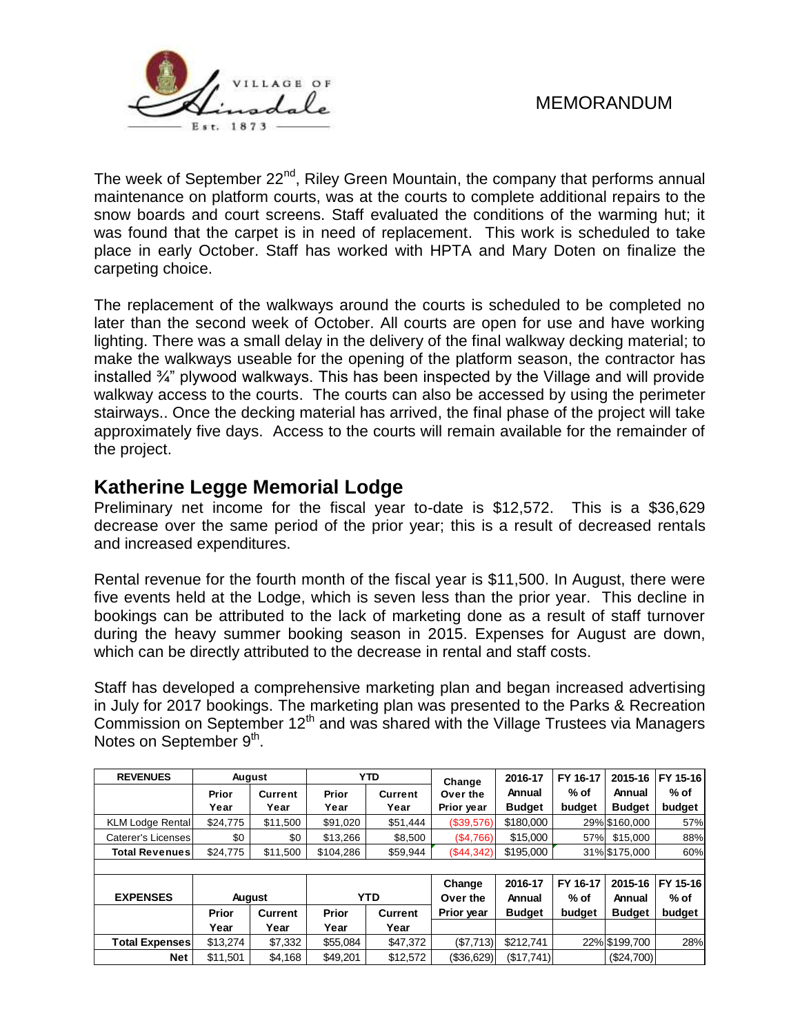MEMORANDUM

The week of September 22nd, Riley Green Mountain, the company that performs annual maintenance on platform courts, was at the courts to complete additional repairs to the snow boards and court screens. Staff evaluated the conditions of the warming hut; it was found that the carpet is in need of replacement. This work is scheduled to take place in early October. Staff has worked with HPTA and Mary Doten on finalize the carpeting choice.

The replacement of the walkways around the courts is scheduled to be completed no later than the second week of October. All courts are open for use and have working lighting. There was a small delay in the delivery of the final walkway decking material; to make the walkways useable for the opening of the platform season, the contractor has installed ¾" plywood walkways. This has been inspected by the Village and will provide walkway access to the courts. The courts can also be accessed by using the perimeter stairways.. Once the decking material has arrived, the final phase of the project will take approximately five days. Access to the courts will remain available for the remainder of the project.

## Katherine Legge Memorial Lodge

Preliminary net income for the fiscal year to-date is $12,572. This is a $36,629 decrease over the same period of the prior year; this is a result of decreased rentals and increased expenditures.

Rental revenue for the fourth month of the fiscal year is $11,500. In August, there were five events held at the Lodge, which is seven less than the prior year. This decline in bookings can be attributed to the lack of marketing done as a result of staff turnover during the heavy summer booking season in 2015. Expenses for August are down, which can be directly attributed to the decrease in rental and staff costs.

Staff has developed a comprehensive marketing plan and began increased advertising in July for 2017 bookings. The marketing plan was presented to the Parks & Recreation Commission on September 12th and was shared with the Village Trustees via Managers Notes on September 9th.

| REVENUES | August | | YTD | | Change Over the Prior year | 2016-17 Annual Budget | FY 16-17 % of budget | 2015-16 Annual Budget | FY 15-16 % of budget |
|---|---|---|---|---|---|---|---|---|---|
| | Prior Year | Current Year | Prior Year | Current Year | | | | | |
| KLM Lodge Rental | $24,775 | $11,500 | $91,020 | $51,444 | ($39,576) | $180,000 | 29% | $160,000 | 57% |
| Caterer's Licenses | $0 | $0 | $13,266 | $8,500 | ($4,766) | $15,000 | 57% | $15,000 | 88% |
| Total Revenues | $24,775 | $11,500 | $104,286 | $59,944 | ($44,342) | $195,000 | 31% | $175,000 | 60% |

| EXPENSES | August | | YTD | | Change Over the Prior year | 2016-17 Annual Budget | FY 16-17 % of budget | 2015-16 Annual Budget | FY 15-16 % of budget |
|---|---|---|---|---|---|---|---|---|---|
| | Prior Year | Current Year | Prior Year | Current Year | | | | | |
| Total Expenses | $13,274 | $7,332 | $55,084 | $47,372 | ($7,713) | $212,741 | 22% | $199,700 | 28% |
| Net | $11,501 | $4,168 | $49,201 | $12,572 | ($36,629) | ($17,741) | | ($24,700) | |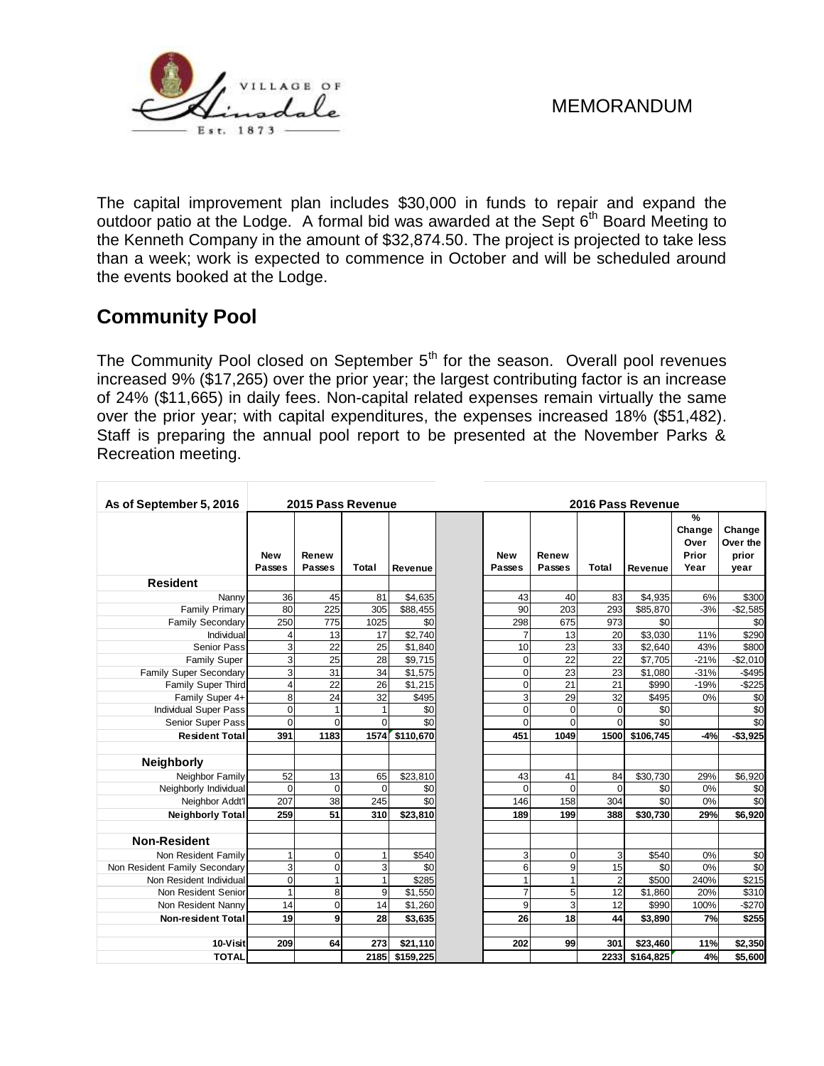MEMORANDUM

The capital improvement plan includes $30,000 in funds to repair and expand the outdoor patio at the Lodge. A formal bid was awarded at the Sept 6th Board Meeting to the Kenneth Company in the amount of $32,874.50. The project is projected to take less than a week; work is expected to commence in October and will be scheduled around the events booked at the Lodge.

## Community Pool

The Community Pool closed on September 5th for the season. Overall pool revenues increased 9% ($17,265) over the prior year; the largest contributing factor is an increase of 24% ($11,665) in daily fees. Non-capital related expenses remain virtually the same over the prior year; with capital expenditures, the expenses increased 18% ($51,482). Staff is preparing the annual pool report to be presented at the November Parks & Recreation meeting.

| As of September 5, 2016 | 2015 Pass Revenue | | | | | 2016 Pass Revenue | | | | | |
|---|---|---|---|---|---|---|---|---|---|---|---|
| | New Passes | Renew Passes | Total | Revenue | | New Passes | Renew Passes | Total | Revenue | % Change Over Prior Year | Change Over the prior year |
| **Resident** | | | | | | | | | | | |
| Nanny | 36 | 45 | 81 | $4,635 | | 43 | 40 | 83 | $4,935 | 6% | $300 |
| Family Primary | 80 | 225 | 305 | $88,455 | | 90 | 203 | 293 | $85,870 | -3% | -$2,585 |
| Family Secondary | 250 | 775 | 1025 | $0 | | 298 | 675 | 973 | $0 | | $0 |
| Individual | 4 | 13 | 17 | $2,740 | | 7 | 13 | 20 | $3,030 | 11% | $290 |
| Senior Pass | 3 | 22 | 25 | $1,840 | | 10 | 23 | 33 | $2,640 | 43% | $800 |
| Family Super | 3 | 25 | 28 | $9,715 | | 0 | 22 | 22 | $7,705 | -21% | -$2,010 |
| Family Super Secondary | 3 | 31 | 34 | $1,575 | | 0 | 23 | 23 | $1,080 | -31% | -$495 |
| Family Super Third | 4 | 22 | 26 | $1,215 | | 0 | 21 | 21 | $990 | -19% | -$225 |
| Family Super 4+ | 8 | 24 | 32 | $495 | | 3 | 29 | 32 | $495 | 0% | $0 |
| Individual Super Pass | 0 | 1 | 1 | $0 | | 0 | 0 | 0 | $0 | | $0 |
| Senior Super Pass | 0 | 0 | 0 | $0 | | 0 | 0 | 0 | $0 | | $0 |
| **Resident Total** | **391** | **1183** | **1574** | **$110,670** | | **451** | **1049** | **1500** | **$106,745** | **-4%** | **-$3,925** |
| **Neighborly** | | | | | | | | | | | |
| Neighbor Family | 52 | 13 | 65 | $23,810 | | 43 | 41 | 84 | $30,730 | 29% | $6,920 |
| Neighborly Individual | 0 | 0 | 0 | $0 | | 0 | 0 | 0 | $0 | 0% | $0 |
| Neighbor Addt'l | 207 | 38 | 245 | $0 | | 146 | 158 | 304 | $0 | 0% | $0 |
| **Neighborly Total** | **259** | **51** | **310** | **$23,810** | | **189** | **199** | **388** | **$30,730** | **29%** | **$6,920** |
| **Non-Resident** | | | | | | | | | | | |
| Non Resident Family | 1 | 0 | 1 | $540 | | 3 | 0 | 3 | $540 | 0% | $0 |
| Non Resident Family Secondary | 3 | 0 | 3 | $0 | | 6 | 9 | 15 | $0 | 0% | $0 |
| Non Resident Individual | 0 | 1 | 1 | $285 | | 1 | 1 | 2 | $500 | 240% | $215 |
| Non Resident Senior | 1 | 8 | 9 | $1,550 | | 7 | 5 | 12 | $1,860 | 20% | $310 |
| Non Resident Nanny | 14 | 0 | 14 | $1,260 | | 9 | 3 | 12 | $990 | 100% | -$270 |
| **Non-resident Total** | **19** | **9** | **28** | **$3,635** | | **26** | **18** | **44** | **$3,890** | **7%** | **$255** |
| **10-Visit** | **209** | **64** | **273** | **$21,110** | | **202** | **99** | **301** | **$23,460** | **11%** | **$2,350** |
| **TOTAL** | | | **2185** | **$159,225** | | | | **2233** | **$164,825** | **4%** | **$5,600** |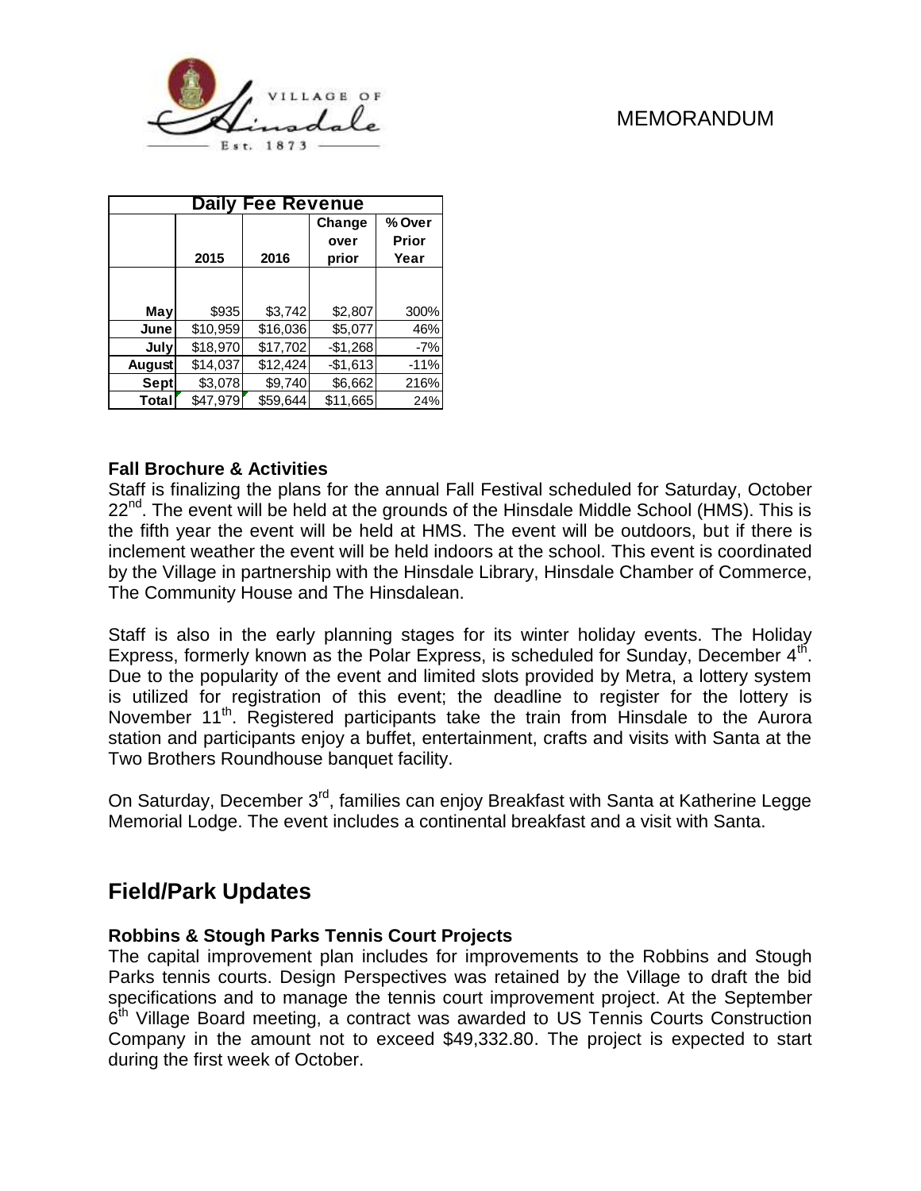MEMORANDUM

| Daily Fee Revenue | | | | |
|---|---|---|---|---|
| | 2015 | 2016 | Change over prior | % Over Prior Year |
| May | $935 | $3,742 | $2,807 | 300% |
| June | $10,959 | $16,036 | $5,077 | 46% |
| July | $18,970 | $17,702 | -$1,268 | -7% |
| August | $14,037 | $12,424 | -$1,613 | -11% |
| Sept | $3,078 | $9,740 | $6,662 | 216% |
| Total | $47,979 | $59,644 | $11,665 | 24% |

**Fall Brochure & Activities**

Staff is finalizing the plans for the annual Fall Festival scheduled for Saturday, October 22nd. The event will be held at the grounds of the Hinsdale Middle School (HMS). This is the fifth year the event will be held at HMS. The event will be outdoors, but if there is inclement weather the event will be held indoors at the school. This event is coordinated by the Village in partnership with the Hinsdale Library, Hinsdale Chamber of Commerce, The Community House and The Hinsdalean.

Staff is also in the early planning stages for its winter holiday events. The Holiday Express, formerly known as the Polar Express, is scheduled for Sunday, December 4th. Due to the popularity of the event and limited slots provided by Metra, a lottery system is utilized for registration of this event; the deadline to register for the lottery is November 11th. Registered participants take the train from Hinsdale to the Aurora station and participants enjoy a buffet, entertainment, crafts and visits with Santa at the Two Brothers Roundhouse banquet facility.

On Saturday, December 3rd, families can enjoy Breakfast with Santa at Katherine Legge Memorial Lodge. The event includes a continental breakfast and a visit with Santa.

## Field/Park Updates

**Robbins & Stough Parks Tennis Court Projects**

The capital improvement plan includes for improvements to the Robbins and Stough Parks tennis courts. Design Perspectives was retained by the Village to draft the bid specifications and to manage the tennis court improvement project. At the September 6th Village Board meeting, a contract was awarded to US Tennis Courts Construction Company in the amount not to exceed $49,332.80. The project is expected to start during the first week of October.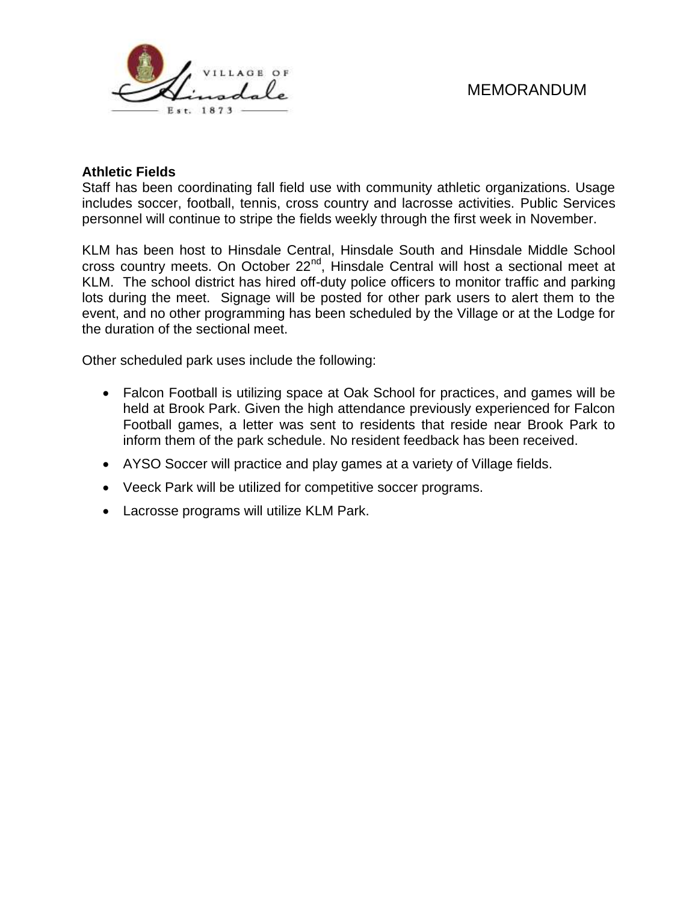MEMORANDUM

**Athletic Fields**

Staff has been coordinating fall field use with community athletic organizations. Usage includes soccer, football, tennis, cross country and lacrosse activities. Public Services personnel will continue to stripe the fields weekly through the first week in November.

KLM has been host to Hinsdale Central, Hinsdale South and Hinsdale Middle School cross country meets. On October 22nd, Hinsdale Central will host a sectional meet at KLM. The school district has hired off-duty police officers to monitor traffic and parking lots during the meet. Signage will be posted for other park users to alert them to the event, and no other programming has been scheduled by the Village or at the Lodge for the duration of the sectional meet.

Other scheduled park uses include the following:

- Falcon Football is utilizing space at Oak School for practices, and games will be held at Brook Park. Given the high attendance previously experienced for Falcon Football games, a letter was sent to residents that reside near Brook Park to inform them of the park schedule. No resident feedback has been received.
- AYSO Soccer will practice and play games at a variety of Village fields.
- Veeck Park will be utilized for competitive soccer programs.
- Lacrosse programs will utilize KLM Park.